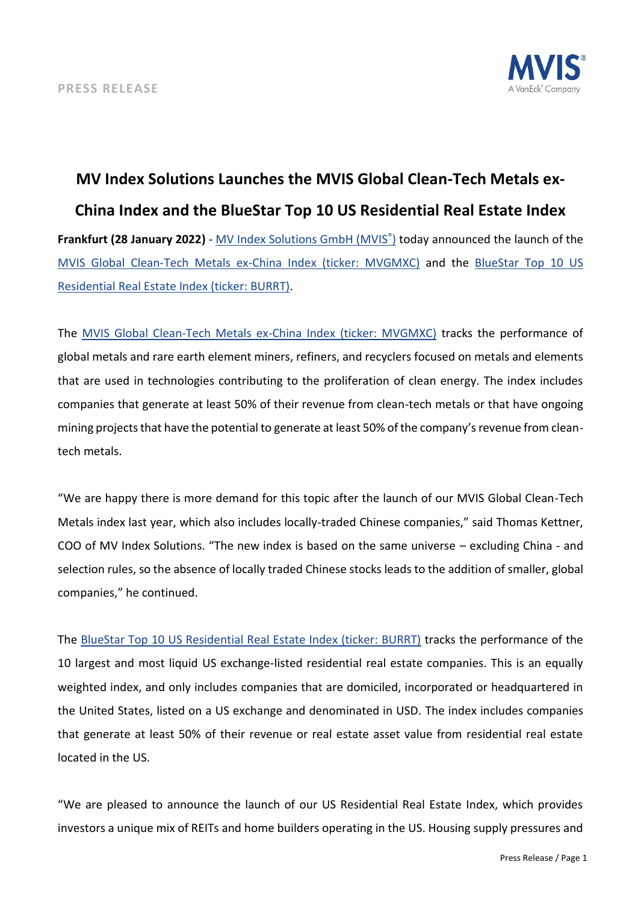PRESS RELEASE

# MV Index Solutions Launches the MVIS Global Clean-Tech Metals ex-China Index and the BlueStar Top 10 US Residential Real Estate Index

**Frankfurt (28 January 2022)** - MV Index Solutions GmbH (MVIS®) today announced the launch of the MVIS Global Clean-Tech Metals ex-China Index (ticker: MVGMXC) and the BlueStar Top 10 US Residential Real Estate Index (ticker: BURRT).

The MVIS Global Clean-Tech Metals ex-China Index (ticker: MVGMXC) tracks the performance of global metals and rare earth element miners, refiners, and recyclers focused on metals and elements that are used in technologies contributing to the proliferation of clean energy. The index includes companies that generate at least 50% of their revenue from clean-tech metals or that have ongoing mining projects that have the potential to generate at least 50% of the company's revenue from clean-tech metals.

"We are happy there is more demand for this topic after the launch of our MVIS Global Clean-Tech Metals index last year, which also includes locally-traded Chinese companies," said Thomas Kettner, COO of MV Index Solutions. "The new index is based on the same universe – excluding China - and selection rules, so the absence of locally traded Chinese stocks leads to the addition of smaller, global companies," he continued.

The BlueStar Top 10 US Residential Real Estate Index (ticker: BURRT) tracks the performance of the 10 largest and most liquid US exchange-listed residential real estate companies. This is an equally weighted index, and only includes companies that are domiciled, incorporated or headquartered in the United States, listed on a US exchange and denominated in USD. The index includes companies that generate at least 50% of their revenue or real estate asset value from residential real estate located in the US.

"We are pleased to announce the launch of our US Residential Real Estate Index, which provides investors a unique mix of REITs and home builders operating in the US. Housing supply pressures and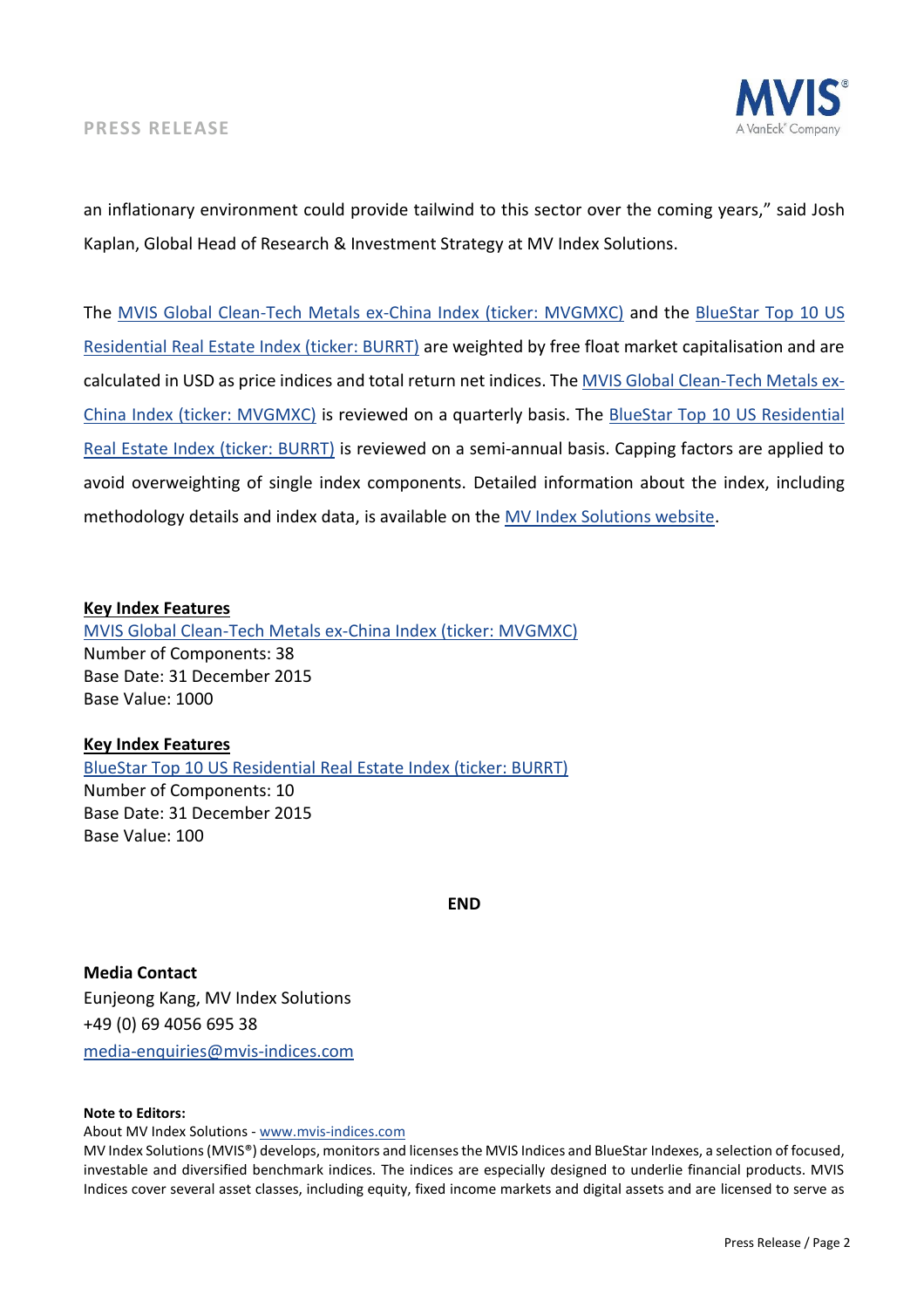an inflationary environment could provide tailwind to this sector over the coming years," said Josh Kaplan, Global Head of Research & Investment Strategy at MV Index Solutions.

The MVIS Global Clean-Tech Metals ex-China Index (ticker: MVGMXC) and the BlueStar Top 10 US Residential Real Estate Index (ticker: BURRT) are weighted by free float market capitalisation and are calculated in USD as price indices and total return net indices. The MVIS Global Clean-Tech Metals ex-China Index (ticker: MVGMXC) is reviewed on a quarterly basis. The BlueStar Top 10 US Residential Real Estate Index (ticker: BURRT) is reviewed on a semi-annual basis. Capping factors are applied to avoid overweighting of single index components. Detailed information about the index, including methodology details and index data, is available on the MV Index Solutions website.

**Key Index Features**

MVIS Global Clean-Tech Metals ex-China Index (ticker: MVGMXC)
Number of Components: 38
Base Date: 31 December 2015
Base Value: 1000

**Key Index Features**

BlueStar Top 10 US Residential Real Estate Index (ticker: BURRT)
Number of Components: 10
Base Date: 31 December 2015
Base Value: 100

**END**

**Media Contact**
Eunjeong Kang, MV Index Solutions
+49 (0) 69 4056 695 38
media-enquiries@mvis-indices.com

**Note to Editors:**
About MV Index Solutions - www.mvis-indices.com
MV Index Solutions (MVIS®) develops, monitors and licenses the MVIS Indices and BlueStar Indexes, a selection of focused, investable and diversified benchmark indices. The indices are especially designed to underlie financial products. MVIS Indices cover several asset classes, including equity, fixed income markets and digital assets and are licensed to serve as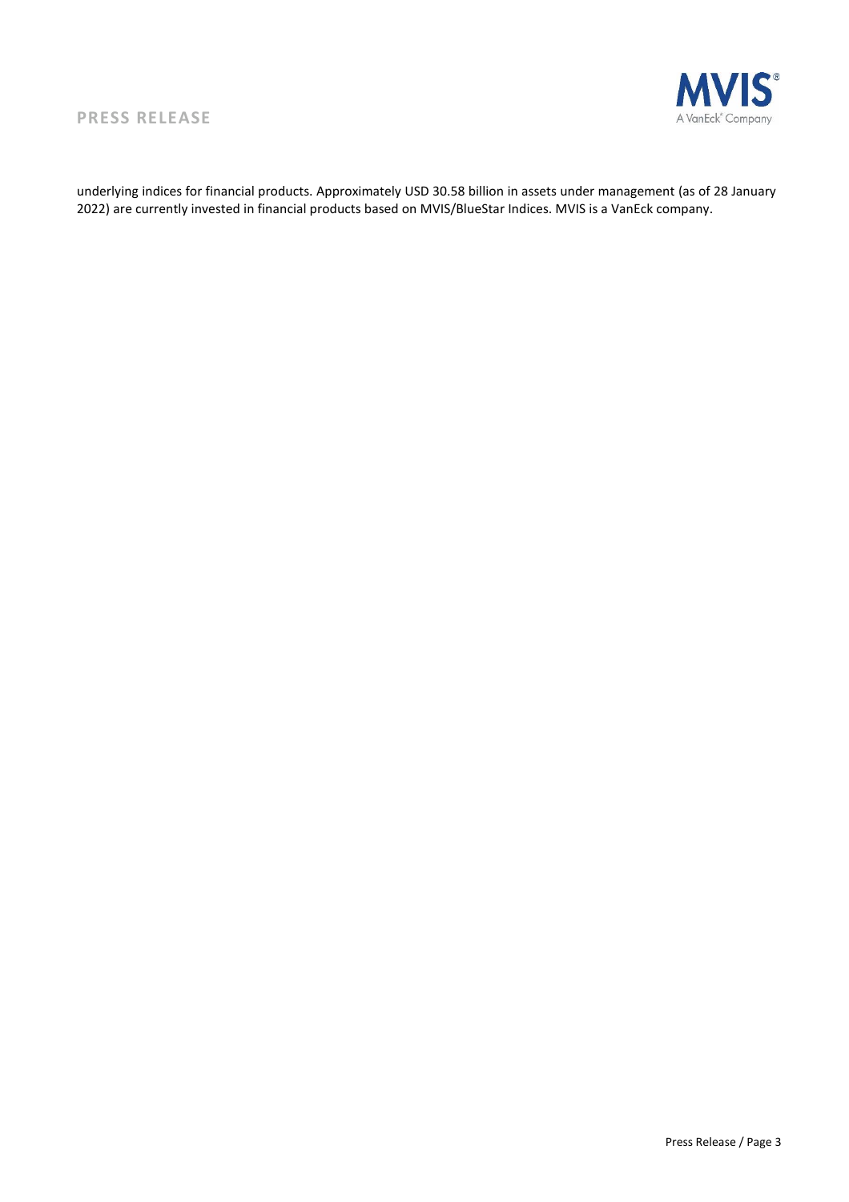underlying indices for financial products. Approximately USD 30.58 billion in assets under management (as of 28 January 2022) are currently invested in financial products based on MVIS/BlueStar Indices. MVIS is a VanEck company.